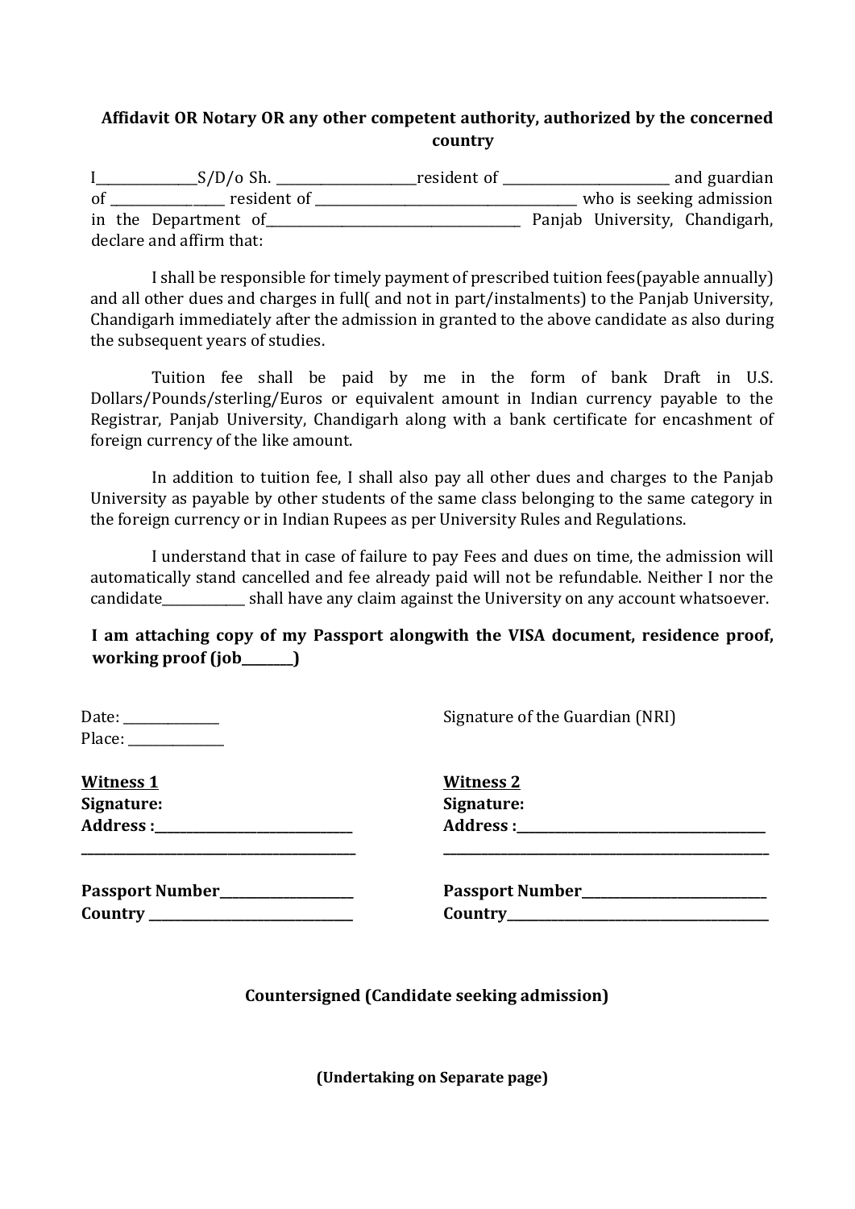**Affidavit OR Notary OR any other competent authority, authorized by the concerned country**

I_______________S/D/o Sh. _____________________resident of _________________________ and guardian of _________________ resident of _________________________________________ who is seeking admission in the Department of_______________________________________ Panjab University, Chandigarh, declare and affirm that:

I shall be responsible for timely payment of prescribed tuition fees(payable annually) and all other dues and charges in full( and not in part/instalments) to the Panjab University, Chandigarh immediately after the admission in granted to the above candidate as also during the subsequent years of studies.

Tuition fee shall be paid by me in the form of bank Draft in U.S. Dollars/Pounds/sterling/Euros or equivalent amount in Indian currency payable to the Registrar, Panjab University, Chandigarh along with a bank certificate for encashment of foreign currency of the like amount.

In addition to tuition fee, I shall also pay all other dues and charges to the Panjab University as payable by other students of the same class belonging to the same category in the foreign currency or in Indian Rupees as per University Rules and Regulations.

I understand that in case of failure to pay Fees and dues on time, the admission will automatically stand cancelled and fee already paid will not be refundable. Neither I nor the candidate_____________ shall have any claim against the University on any account whatsoever.

**I am attaching copy of my Passport alongwith the VISA document, residence proof, working proof (job________)**

Date: ______________

Place: ______________

Signature of the Guardian (NRI)

**Witness 1**
**Signature:**
**Address :______________________________**
**___________________________________________**

**Passport Number____________________**
**Country _______________________________**

**Witness 2**
**Signature:**
**Address :_____________________________________**
**___________________________________________________**

**Passport Number____________________________**
**Country_________________________________________**

**Countersigned (Candidate seeking admission)**

**(Undertaking on Separate page)**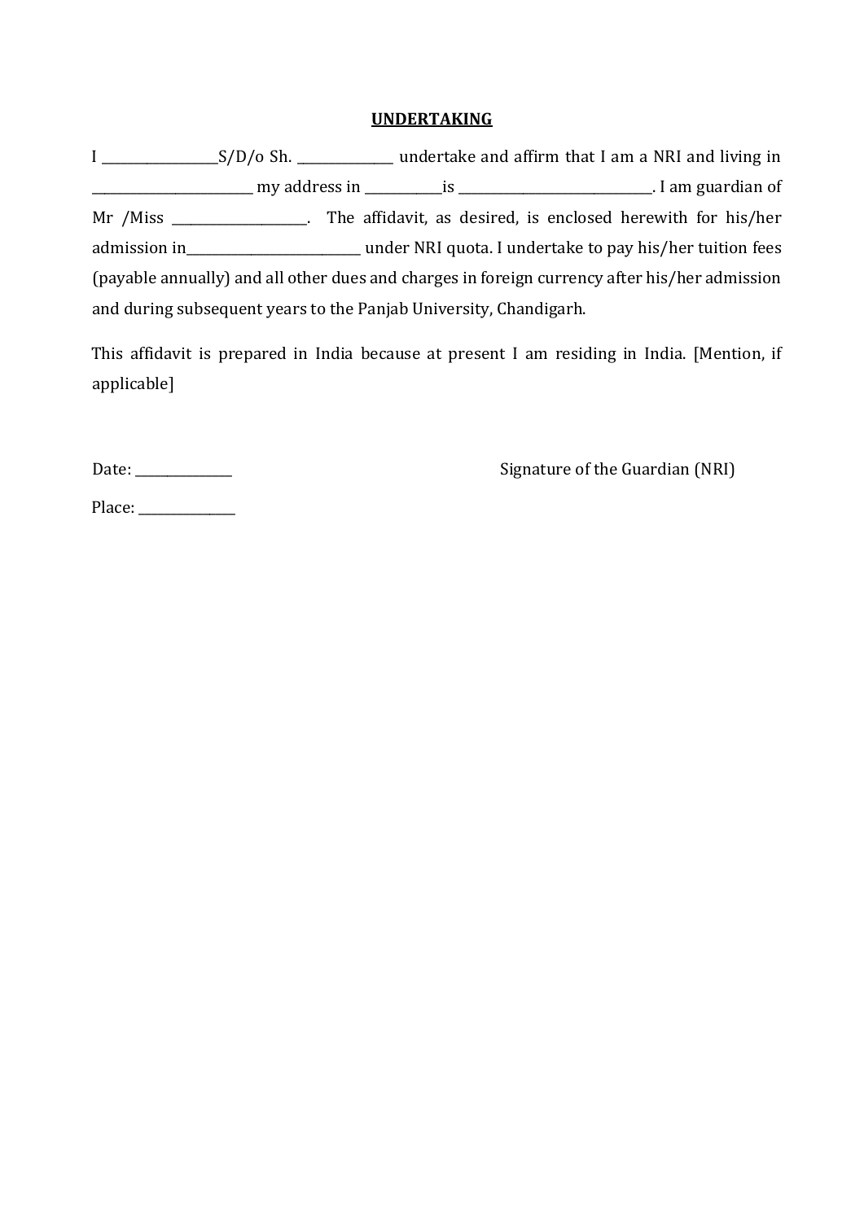**UNDERTAKING**

I \_\_\_\_\_\_\_\_\_\_\_\_\_\_\_\_\_\_S/D/o Sh. \_\_\_\_\_\_\_\_\_\_\_\_\_\_\_ undertake and affirm that I am a NRI and living in \_\_\_\_\_\_\_\_\_\_\_\_\_\_\_\_\_\_\_\_\_\_\_\_\_\_ my address in \_\_\_\_\_\_\_\_\_\_\_\_is \_\_\_\_\_\_\_\_\_\_\_\_\_\_\_\_\_\_\_\_\_\_\_\_\_\_\_\_\_\_\_. I am guardian of Mr /Miss \_\_\_\_\_\_\_\_\_\_\_\_\_\_\_\_\_\_\_\_\_. The affidavit, as desired, is enclosed herewith for his/her admission in\_\_\_\_\_\_\_\_\_\_\_\_\_\_\_\_\_\_\_\_\_\_\_\_\_\_\_\_ under NRI quota. I undertake to pay his/her tuition fees (payable annually) and all other dues and charges in foreign currency after his/her admission and during subsequent years to the Panjab University, Chandigarh.

This affidavit is prepared in India because at present I am residing in India. [Mention, if applicable]

Date: \_\_\_\_\_\_\_\_\_\_\_\_\_\_\_

Signature of the Guardian (NRI)

Place: \_\_\_\_\_\_\_\_\_\_\_\_\_\_\_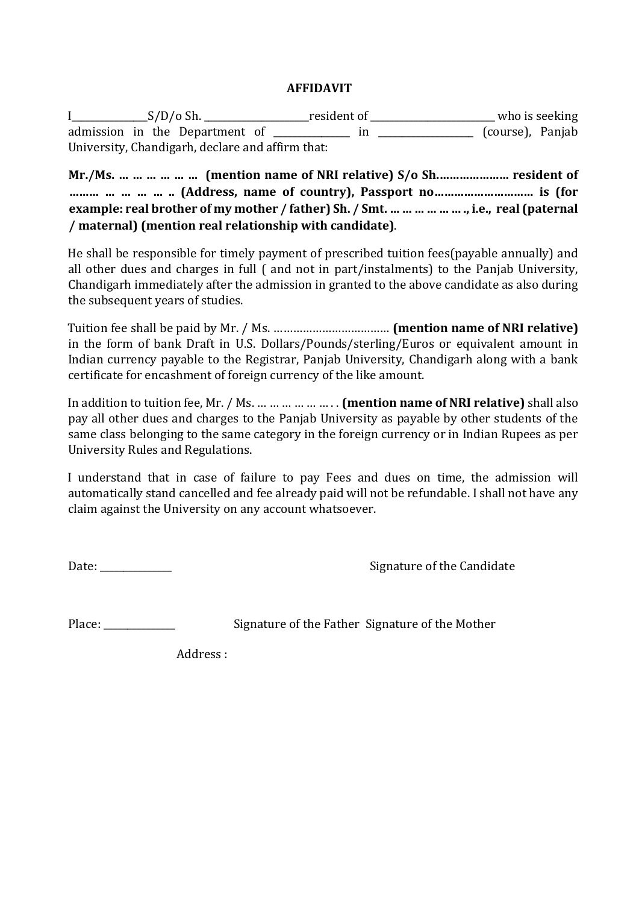## AFFIDAVIT

I_______________S/D/o Sh. ______________________resident of __________________________ who is seeking admission in the Department of ________________ in ____________________ (course), Panjab University, Chandigarh, declare and affirm that:

**Mr./Ms. … … … … … … (mention name of NRI relative) S/o Sh.…………………. resident of ……… … … … … .. (Address, name of country), Passport no………………………… is (for example: real brother of my mother / father) Sh. / Smt. … … … … … … ., i.e., real (paternal / maternal) (mention real relationship with candidate)**.

He shall be responsible for timely payment of prescribed tuition fees(payable annually) and all other dues and charges in full ( and not in part/instalments) to the Panjab University, Chandigarh immediately after the admission in granted to the above candidate as also during the subsequent years of studies.

Tuition fee shall be paid by Mr. / Ms. ……………………………… **(mention name of NRI relative)** in the form of bank Draft in U.S. Dollars/Pounds/sterling/Euros or equivalent amount in Indian currency payable to the Registrar, Panjab University, Chandigarh along with a bank certificate for encashment of foreign currency of the like amount.

In addition to tuition fee, Mr. / Ms. … … … … … … . . **(mention name of NRI relative)** shall also pay all other dues and charges to the Panjab University as payable by other students of the same class belonging to the same category in the foreign currency or in Indian Rupees as per University Rules and Regulations.

I understand that in case of failure to pay Fees and dues on time, the admission will automatically stand cancelled and fee already paid will not be refundable. I shall not have any claim against the University on any account whatsoever.

Date: _______________ Signature of the Candidate

Place: _______________ Signature of the Father Signature of the Mother

Address :